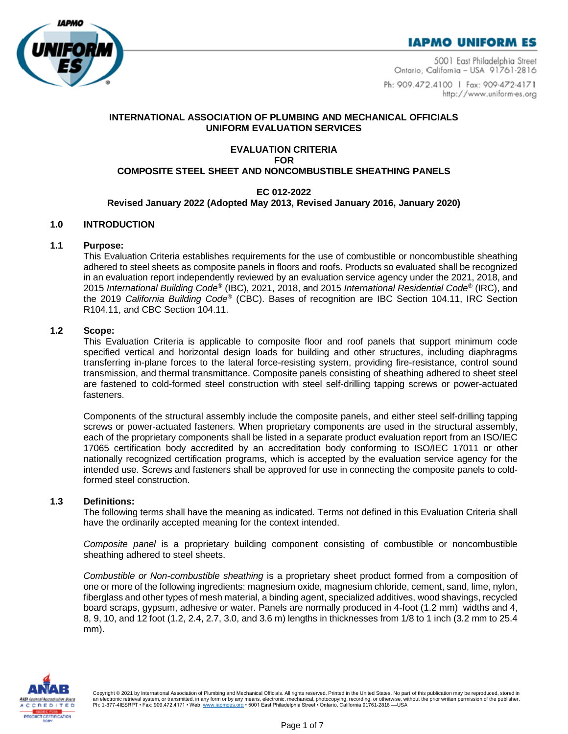**IAPMO UNIFORM ES**

5001 East Philadelphia Street
Ontario, California – USA 91761-2816

Ph: 909.472.4100 | Fax: 909-472-4171
http://www.uniform-es.org

**INTERNATIONAL ASSOCIATION OF PLUMBING AND MECHANICAL OFFICIALS**
**UNIFORM EVALUATION SERVICES**

# EVALUATION CRITERIA FOR COMPOSITE STEEL SHEET AND NONCOMBUSTIBLE SHEATHING PANELS

**EC 012-2022**
**Revised January 2022 (Adopted May 2013, Revised January 2016, January 2020)**

## 1.0 INTRODUCTION

### 1.1 Purpose:

This Evaluation Criteria establishes requirements for the use of combustible or noncombustible sheathing adhered to steel sheets as composite panels in floors and roofs. Products so evaluated shall be recognized in an evaluation report independently reviewed by an evaluation service agency under the 2021, 2018, and 2015 *International Building Code*® (IBC), 2021, 2018, and 2015 *International Residential Code*® (IRC), and the 2019 *California Building Code*® (CBC). Bases of recognition are IBC Section 104.11, IRC Section R104.11, and CBC Section 104.11.

### 1.2 Scope:

This Evaluation Criteria is applicable to composite floor and roof panels that support minimum code specified vertical and horizontal design loads for building and other structures, including diaphragms transferring in-plane forces to the lateral force-resisting system, providing fire-resistance, control sound transmission, and thermal transmittance. Composite panels consisting of sheathing adhered to sheet steel are fastened to cold-formed steel construction with steel self-drilling tapping screws or power-actuated fasteners.

Components of the structural assembly include the composite panels, and either steel self-drilling tapping screws or power-actuated fasteners. When proprietary components are used in the structural assembly, each of the proprietary components shall be listed in a separate product evaluation report from an ISO/IEC 17065 certification body accredited by an accreditation body conforming to ISO/IEC 17011 or other nationally recognized certification programs, which is accepted by the evaluation service agency for the intended use. Screws and fasteners shall be approved for use in connecting the composite panels to cold-formed steel construction.

### 1.3 Definitions:

The following terms shall have the meaning as indicated. Terms not defined in this Evaluation Criteria shall have the ordinarily accepted meaning for the context intended.

*Composite panel* is a proprietary building component consisting of combustible or noncombustible sheathing adhered to steel sheets.

*Combustible or Non-combustible sheathing* is a proprietary sheet product formed from a composition of one or more of the following ingredients: magnesium oxide, magnesium chloride, cement, sand, lime, nylon, fiberglass and other types of mesh material, a binding agent, specialized additives, wood shavings, recycled board scraps, gypsum, adhesive or water. Panels are normally produced in 4-foot (1.2 mm) widths and 4, 8, 9, 10, and 12 foot (1.2, 2.4, 2.7, 3.0, and 3.6 m) lengths in thicknesses from 1/8 to 1 inch (3.2 mm to 25.4 mm).

Copyright © 2021 by International Association of Plumbing and Mechanical Officials. All rights reserved. Printed in the United States. No part of this publication may be reproduced, stored in an electronic retrieval system, or transmitted, in any form or by any means, electronic, mechanical, photocopying, recording, or otherwise, without the prior written permission of the publisher. Ph: 1-877-4IESRPT • Fax: 909.472.4171 • Web: www.iapmoes.org • 5001 East Philadelphia Street • Ontario, California 91761-2816 —USA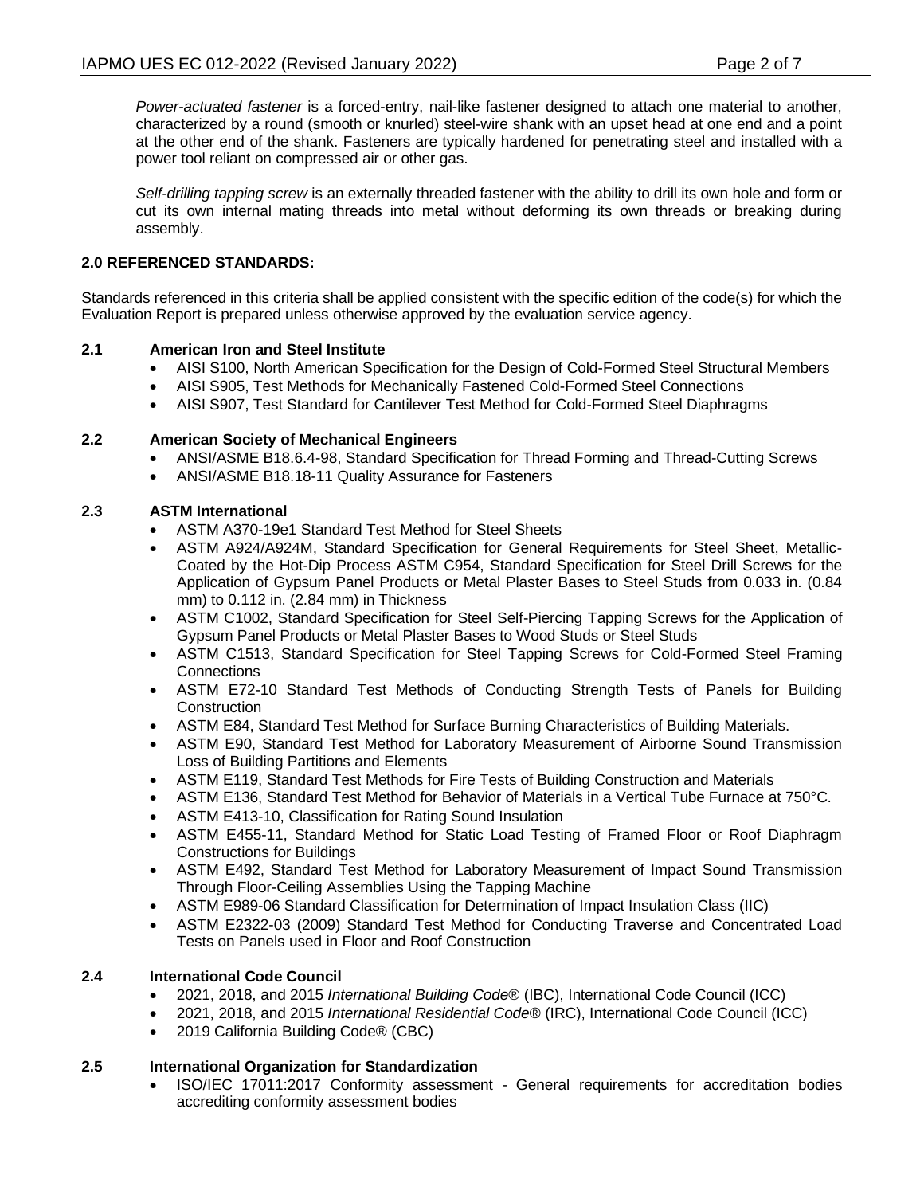*Power-actuated fastener* is a forced-entry, nail-like fastener designed to attach one material to another, characterized by a round (smooth or knurled) steel-wire shank with an upset head at one end and a point at the other end of the shank. Fasteners are typically hardened for penetrating steel and installed with a power tool reliant on compressed air or other gas.

*Self-drilling tapping screw* is an externally threaded fastener with the ability to drill its own hole and form or cut its own internal mating threads into metal without deforming its own threads or breaking during assembly.

## 2.0 REFERENCED STANDARDS:

Standards referenced in this criteria shall be applied consistent with the specific edition of the code(s) for which the Evaluation Report is prepared unless otherwise approved by the evaluation service agency.

### 2.1 American Iron and Steel Institute

- AISI S100, North American Specification for the Design of Cold-Formed Steel Structural Members
- AISI S905, Test Methods for Mechanically Fastened Cold-Formed Steel Connections
- AISI S907, Test Standard for Cantilever Test Method for Cold-Formed Steel Diaphragms

### 2.2 American Society of Mechanical Engineers

- ANSI/ASME B18.6.4-98, Standard Specification for Thread Forming and Thread-Cutting Screws
- ANSI/ASME B18.18-11 Quality Assurance for Fasteners

### 2.3 ASTM International

- ASTM A370-19e1 Standard Test Method for Steel Sheets
- ASTM A924/A924M, Standard Specification for General Requirements for Steel Sheet, Metallic-Coated by the Hot-Dip Process ASTM C954, Standard Specification for Steel Drill Screws for the Application of Gypsum Panel Products or Metal Plaster Bases to Steel Studs from 0.033 in. (0.84 mm) to 0.112 in. (2.84 mm) in Thickness
- ASTM C1002, Standard Specification for Steel Self-Piercing Tapping Screws for the Application of Gypsum Panel Products or Metal Plaster Bases to Wood Studs or Steel Studs
- ASTM C1513, Standard Specification for Steel Tapping Screws for Cold-Formed Steel Framing Connections
- ASTM E72-10 Standard Test Methods of Conducting Strength Tests of Panels for Building Construction
- ASTM E84, Standard Test Method for Surface Burning Characteristics of Building Materials.
- ASTM E90, Standard Test Method for Laboratory Measurement of Airborne Sound Transmission Loss of Building Partitions and Elements
- ASTM E119, Standard Test Methods for Fire Tests of Building Construction and Materials
- ASTM E136, Standard Test Method for Behavior of Materials in a Vertical Tube Furnace at 750°C.
- ASTM E413-10, Classification for Rating Sound Insulation
- ASTM E455-11, Standard Method for Static Load Testing of Framed Floor or Roof Diaphragm Constructions for Buildings
- ASTM E492, Standard Test Method for Laboratory Measurement of Impact Sound Transmission Through Floor-Ceiling Assemblies Using the Tapping Machine
- ASTM E989-06 Standard Classification for Determination of Impact Insulation Class (IIC)
- ASTM E2322-03 (2009) Standard Test Method for Conducting Traverse and Concentrated Load Tests on Panels used in Floor and Roof Construction

### 2.4 International Code Council

- 2021, 2018, and 2015 *International Building Code*® (IBC), International Code Council (ICC)
- 2021, 2018, and 2015 *International Residential Code*® (IRC), International Code Council (ICC)
- 2019 California Building Code® (CBC)

### 2.5 International Organization for Standardization

- ISO/IEC 17011:2017 Conformity assessment - General requirements for accreditation bodies accrediting conformity assessment bodies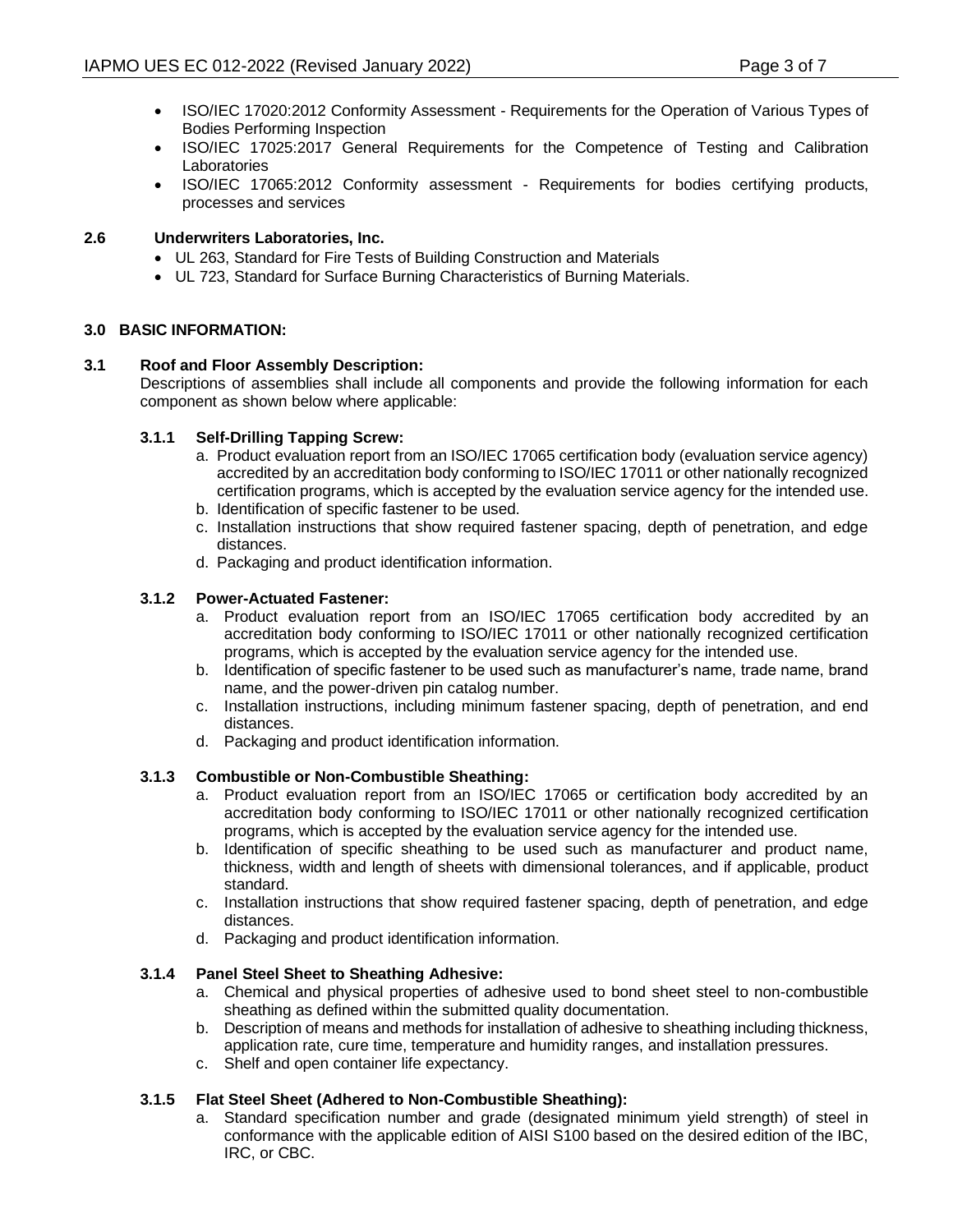- ISO/IEC 17020:2012 Conformity Assessment - Requirements for the Operation of Various Types of Bodies Performing Inspection
- ISO/IEC 17025:2017 General Requirements for the Competence of Testing and Calibration Laboratories
- ISO/IEC 17065:2012 Conformity assessment - Requirements for bodies certifying products, processes and services

**2.6 Underwriters Laboratories, Inc.**

- UL 263, Standard for Fire Tests of Building Construction and Materials
- UL 723, Standard for Surface Burning Characteristics of Burning Materials.

## 3.0 BASIC INFORMATION:

### 3.1 Roof and Floor Assembly Description:

Descriptions of assemblies shall include all components and provide the following information for each component as shown below where applicable:

#### 3.1.1 Self-Drilling Tapping Screw:

a. Product evaluation report from an ISO/IEC 17065 certification body (evaluation service agency) accredited by an accreditation body conforming to ISO/IEC 17011 or other nationally recognized certification programs, which is accepted by the evaluation service agency for the intended use.
b. Identification of specific fastener to be used.
c. Installation instructions that show required fastener spacing, depth of penetration, and edge distances.
d. Packaging and product identification information.

#### 3.1.2 Power-Actuated Fastener:

a. Product evaluation report from an ISO/IEC 17065 certification body accredited by an accreditation body conforming to ISO/IEC 17011 or other nationally recognized certification programs, which is accepted by the evaluation service agency for the intended use.
b. Identification of specific fastener to be used such as manufacturer's name, trade name, brand name, and the power-driven pin catalog number.
c. Installation instructions, including minimum fastener spacing, depth of penetration, and end distances.
d. Packaging and product identification information.

#### 3.1.3 Combustible or Non-Combustible Sheathing:

a. Product evaluation report from an ISO/IEC 17065 or certification body accredited by an accreditation body conforming to ISO/IEC 17011 or other nationally recognized certification programs, which is accepted by the evaluation service agency for the intended use.
b. Identification of specific sheathing to be used such as manufacturer and product name, thickness, width and length of sheets with dimensional tolerances, and if applicable, product standard.
c. Installation instructions that show required fastener spacing, depth of penetration, and edge distances.
d. Packaging and product identification information.

#### 3.1.4 Panel Steel Sheet to Sheathing Adhesive:

a. Chemical and physical properties of adhesive used to bond sheet steel to non-combustible sheathing as defined within the submitted quality documentation.
b. Description of means and methods for installation of adhesive to sheathing including thickness, application rate, cure time, temperature and humidity ranges, and installation pressures.
c. Shelf and open container life expectancy.

#### 3.1.5 Flat Steel Sheet (Adhered to Non-Combustible Sheathing):

a. Standard specification number and grade (designated minimum yield strength) of steel in conformance with the applicable edition of AISI S100 based on the desired edition of the IBC, IRC, or CBC.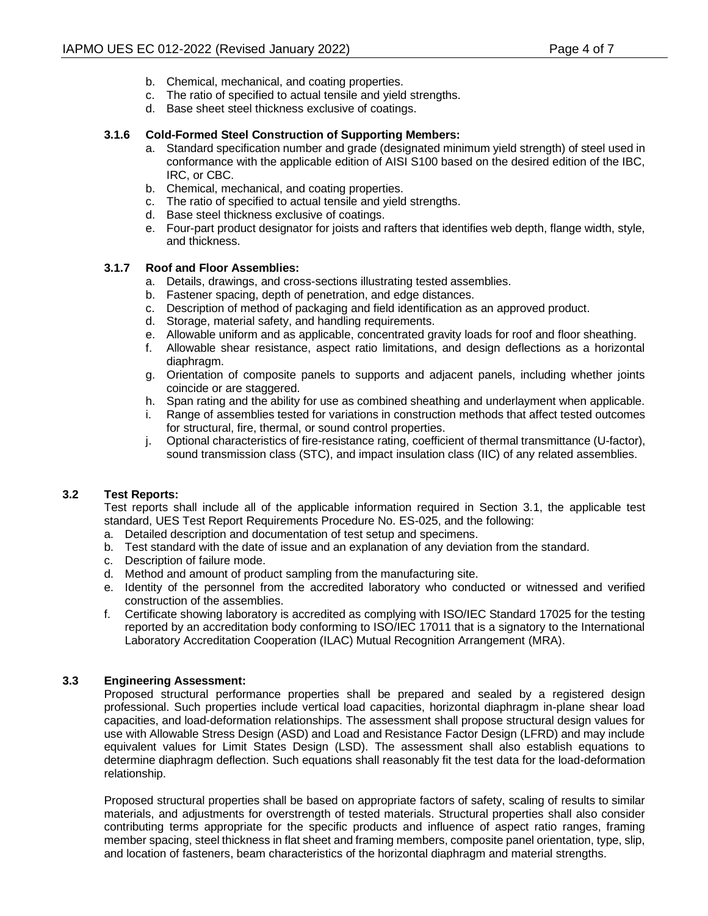b. Chemical, mechanical, and coating properties.
c. The ratio of specified to actual tensile and yield strengths.
d. Base sheet steel thickness exclusive of coatings.

### 3.1.6 Cold-Formed Steel Construction of Supporting Members:

a. Standard specification number and grade (designated minimum yield strength) of steel used in conformance with the applicable edition of AISI S100 based on the desired edition of the IBC, IRC, or CBC.
b. Chemical, mechanical, and coating properties.
c. The ratio of specified to actual tensile and yield strengths.
d. Base steel thickness exclusive of coatings.
e. Four-part product designator for joists and rafters that identifies web depth, flange width, style, and thickness.

### 3.1.7 Roof and Floor Assemblies:

a. Details, drawings, and cross-sections illustrating tested assemblies.
b. Fastener spacing, depth of penetration, and edge distances.
c. Description of method of packaging and field identification as an approved product.
d. Storage, material safety, and handling requirements.
e. Allowable uniform and as applicable, concentrated gravity loads for roof and floor sheathing.
f. Allowable shear resistance, aspect ratio limitations, and design deflections as a horizontal diaphragm.
g. Orientation of composite panels to supports and adjacent panels, including whether joints coincide or are staggered.
h. Span rating and the ability for use as combined sheathing and underlayment when applicable.
i. Range of assemblies tested for variations in construction methods that affect tested outcomes for structural, fire, thermal, or sound control properties.
j. Optional characteristics of fire-resistance rating, coefficient of thermal transmittance (U-factor), sound transmission class (STC), and impact insulation class (IIC) of any related assemblies.

## 3.2 Test Reports:

Test reports shall include all of the applicable information required in Section 3.1, the applicable test standard, UES Test Report Requirements Procedure No. ES-025, and the following:

a. Detailed description and documentation of test setup and specimens.
b. Test standard with the date of issue and an explanation of any deviation from the standard.
c. Description of failure mode.
d. Method and amount of product sampling from the manufacturing site.
e. Identity of the personnel from the accredited laboratory who conducted or witnessed and verified construction of the assemblies.
f. Certificate showing laboratory is accredited as complying with ISO/IEC Standard 17025 for the testing reported by an accreditation body conforming to ISO/IEC 17011 that is a signatory to the International Laboratory Accreditation Cooperation (ILAC) Mutual Recognition Arrangement (MRA).

## 3.3 Engineering Assessment:

Proposed structural performance properties shall be prepared and sealed by a registered design professional. Such properties include vertical load capacities, horizontal diaphragm in-plane shear load capacities, and load-deformation relationships. The assessment shall propose structural design values for use with Allowable Stress Design (ASD) and Load and Resistance Factor Design (LFRD) and may include equivalent values for Limit States Design (LSD). The assessment shall also establish equations to determine diaphragm deflection. Such equations shall reasonably fit the test data for the load-deformation relationship.

Proposed structural properties shall be based on appropriate factors of safety, scaling of results to similar materials, and adjustments for overstrength of tested materials. Structural properties shall also consider contributing terms appropriate for the specific products and influence of aspect ratio ranges, framing member spacing, steel thickness in flat sheet and framing members, composite panel orientation, type, slip, and location of fasteners, beam characteristics of the horizontal diaphragm and material strengths.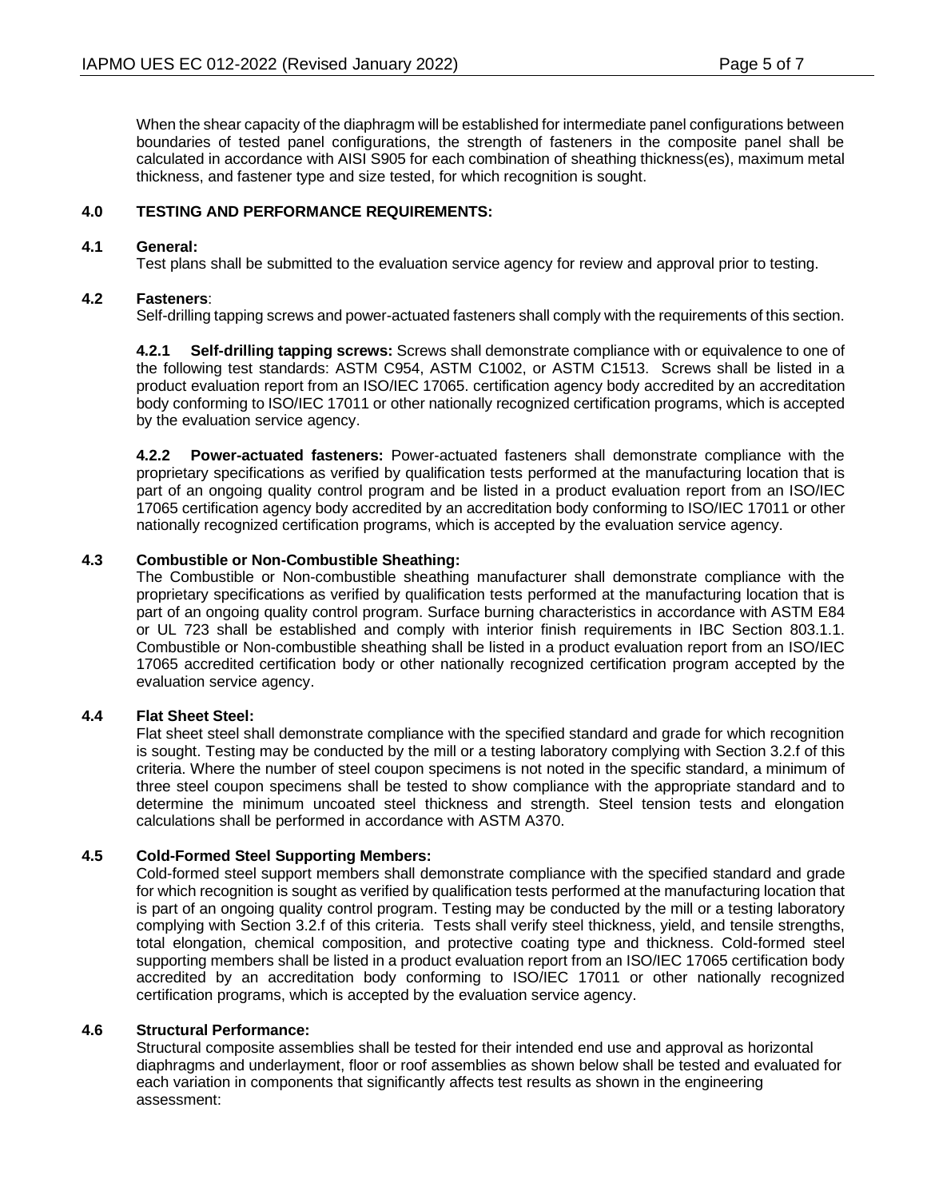When the shear capacity of the diaphragm will be established for intermediate panel configurations between boundaries of tested panel configurations, the strength of fasteners in the composite panel shall be calculated in accordance with AISI S905 for each combination of sheathing thickness(es), maximum metal thickness, and fastener type and size tested, for which recognition is sought.

## 4.0 TESTING AND PERFORMANCE REQUIREMENTS:

### 4.1 General:

Test plans shall be submitted to the evaluation service agency for review and approval prior to testing.

### 4.2 Fasteners:

Self-drilling tapping screws and power-actuated fasteners shall comply with the requirements of this section.

**4.2.1 Self-drilling tapping screws:** Screws shall demonstrate compliance with or equivalence to one of the following test standards: ASTM C954, ASTM C1002, or ASTM C1513. Screws shall be listed in a product evaluation report from an ISO/IEC 17065. certification agency body accredited by an accreditation body conforming to ISO/IEC 17011 or other nationally recognized certification programs, which is accepted by the evaluation service agency.

**4.2.2 Power-actuated fasteners:** Power-actuated fasteners shall demonstrate compliance with the proprietary specifications as verified by qualification tests performed at the manufacturing location that is part of an ongoing quality control program and be listed in a product evaluation report from an ISO/IEC 17065 certification agency body accredited by an accreditation body conforming to ISO/IEC 17011 or other nationally recognized certification programs, which is accepted by the evaluation service agency.

### 4.3 Combustible or Non-Combustible Sheathing:

The Combustible or Non-combustible sheathing manufacturer shall demonstrate compliance with the proprietary specifications as verified by qualification tests performed at the manufacturing location that is part of an ongoing quality control program. Surface burning characteristics in accordance with ASTM E84 or UL 723 shall be established and comply with interior finish requirements in IBC Section 803.1.1. Combustible or Non-combustible sheathing shall be listed in a product evaluation report from an ISO/IEC 17065 accredited certification body or other nationally recognized certification program accepted by the evaluation service agency.

### 4.4 Flat Sheet Steel:

Flat sheet steel shall demonstrate compliance with the specified standard and grade for which recognition is sought. Testing may be conducted by the mill or a testing laboratory complying with Section 3.2.f of this criteria. Where the number of steel coupon specimens is not noted in the specific standard, a minimum of three steel coupon specimens shall be tested to show compliance with the appropriate standard and to determine the minimum uncoated steel thickness and strength. Steel tension tests and elongation calculations shall be performed in accordance with ASTM A370.

### 4.5 Cold-Formed Steel Supporting Members:

Cold-formed steel support members shall demonstrate compliance with the specified standard and grade for which recognition is sought as verified by qualification tests performed at the manufacturing location that is part of an ongoing quality control program. Testing may be conducted by the mill or a testing laboratory complying with Section 3.2.f of this criteria. Tests shall verify steel thickness, yield, and tensile strengths, total elongation, chemical composition, and protective coating type and thickness. Cold-formed steel supporting members shall be listed in a product evaluation report from an ISO/IEC 17065 certification body accredited by an accreditation body conforming to ISO/IEC 17011 or other nationally recognized certification programs, which is accepted by the evaluation service agency.

### 4.6 Structural Performance:

Structural composite assemblies shall be tested for their intended end use and approval as horizontal diaphragms and underlayment, floor or roof assemblies as shown below shall be tested and evaluated for each variation in components that significantly affects test results as shown in the engineering assessment: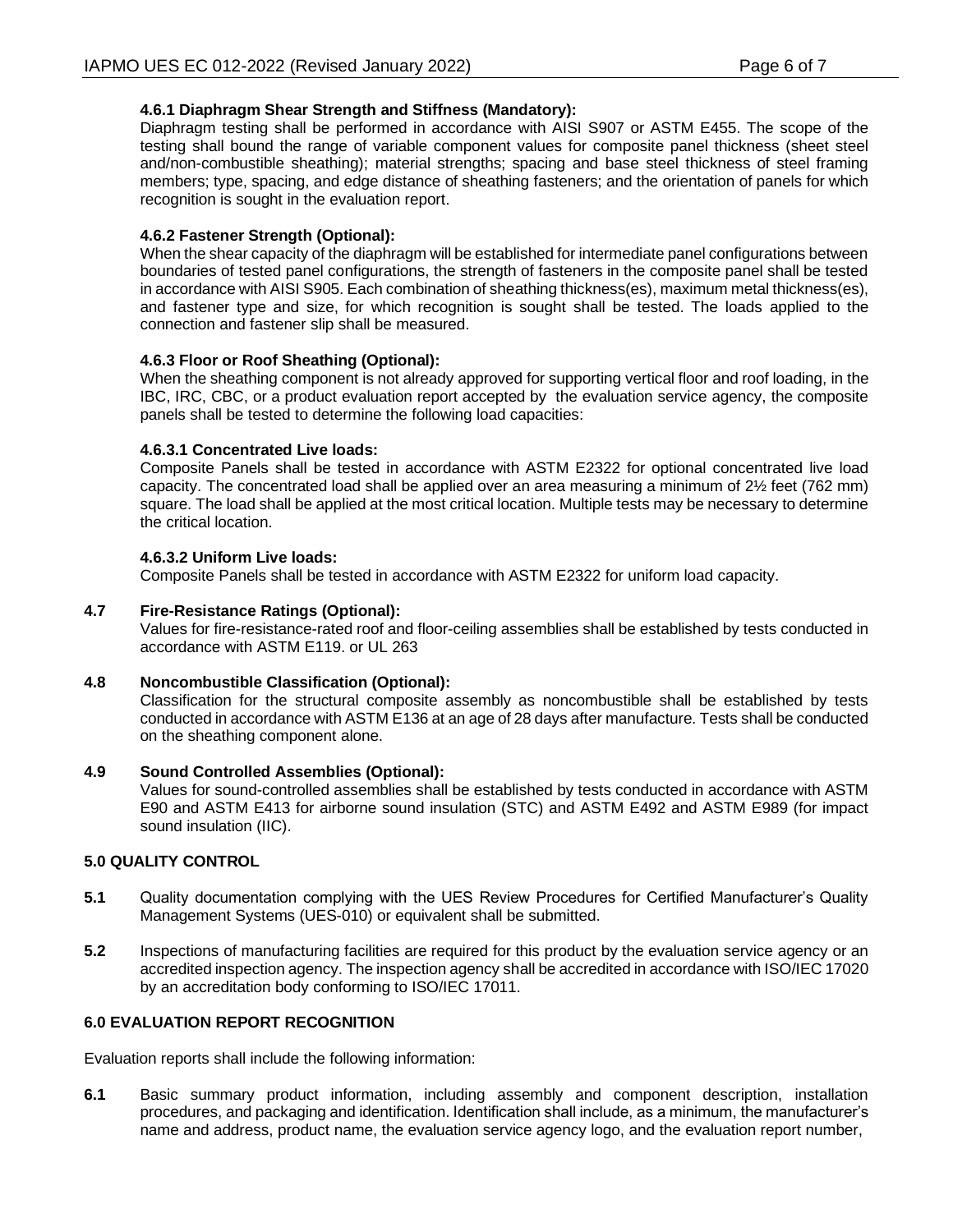#### 4.6.1 Diaphragm Shear Strength and Stiffness (Mandatory):

Diaphragm testing shall be performed in accordance with AISI S907 or ASTM E455. The scope of the testing shall bound the range of variable component values for composite panel thickness (sheet steel and/non-combustible sheathing); material strengths; spacing and base steel thickness of steel framing members; type, spacing, and edge distance of sheathing fasteners; and the orientation of panels for which recognition is sought in the evaluation report.

#### 4.6.2 Fastener Strength (Optional):

When the shear capacity of the diaphragm will be established for intermediate panel configurations between boundaries of tested panel configurations, the strength of fasteners in the composite panel shall be tested in accordance with AISI S905. Each combination of sheathing thickness(es), maximum metal thickness(es), and fastener type and size, for which recognition is sought shall be tested. The loads applied to the connection and fastener slip shall be measured.

#### 4.6.3 Floor or Roof Sheathing (Optional):

When the sheathing component is not already approved for supporting vertical floor and roof loading, in the IBC, IRC, CBC, or a product evaluation report accepted by the evaluation service agency, the composite panels shall be tested to determine the following load capacities:

##### 4.6.3.1 Concentrated Live loads:

Composite Panels shall be tested in accordance with ASTM E2322 for optional concentrated live load capacity. The concentrated load shall be applied over an area measuring a minimum of 2½ feet (762 mm) square. The load shall be applied at the most critical location. Multiple tests may be necessary to determine the critical location.

##### 4.6.3.2 Uniform Live loads:

Composite Panels shall be tested in accordance with ASTM E2322 for uniform load capacity.

### 4.7 Fire-Resistance Ratings (Optional):

Values for fire-resistance-rated roof and floor-ceiling assemblies shall be established by tests conducted in accordance with ASTM E119. or UL 263

### 4.8 Noncombustible Classification (Optional):

Classification for the structural composite assembly as noncombustible shall be established by tests conducted in accordance with ASTM E136 at an age of 28 days after manufacture. Tests shall be conducted on the sheathing component alone.

### 4.9 Sound Controlled Assemblies (Optional):

Values for sound-controlled assemblies shall be established by tests conducted in accordance with ASTM E90 and ASTM E413 for airborne sound insulation (STC) and ASTM E492 and ASTM E989 (for impact sound insulation (IIC).

## 5.0 QUALITY CONTROL

**5.1** Quality documentation complying with the UES Review Procedures for Certified Manufacturer's Quality Management Systems (UES-010) or equivalent shall be submitted.

**5.2** Inspections of manufacturing facilities are required for this product by the evaluation service agency or an accredited inspection agency. The inspection agency shall be accredited in accordance with ISO/IEC 17020 by an accreditation body conforming to ISO/IEC 17011.

## 6.0 EVALUATION REPORT RECOGNITION

Evaluation reports shall include the following information:

**6.1** Basic summary product information, including assembly and component description, installation procedures, and packaging and identification. Identification shall include, as a minimum, the manufacturer's name and address, product name, the evaluation service agency logo, and the evaluation report number,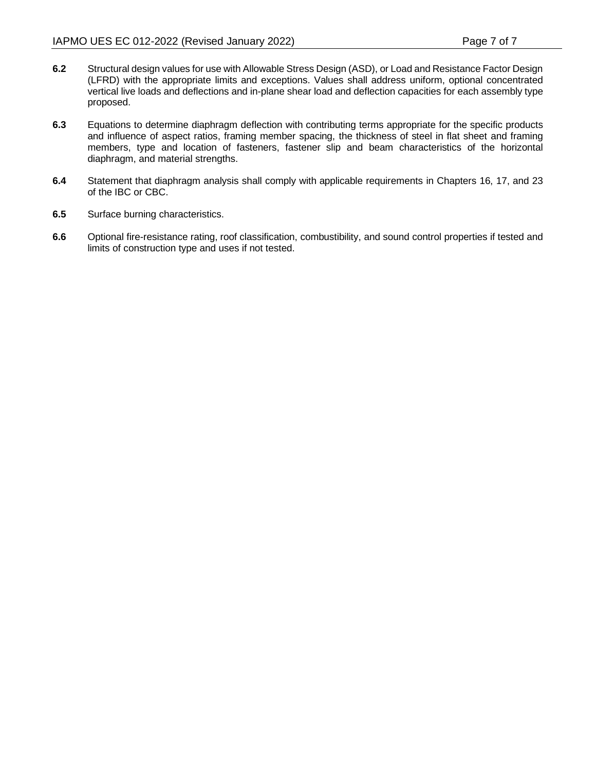**6.2** Structural design values for use with Allowable Stress Design (ASD), or Load and Resistance Factor Design (LFRD) with the appropriate limits and exceptions. Values shall address uniform, optional concentrated vertical live loads and deflections and in-plane shear load and deflection capacities for each assembly type proposed.

**6.3** Equations to determine diaphragm deflection with contributing terms appropriate for the specific products and influence of aspect ratios, framing member spacing, the thickness of steel in flat sheet and framing members, type and location of fasteners, fastener slip and beam characteristics of the horizontal diaphragm, and material strengths.

**6.4** Statement that diaphragm analysis shall comply with applicable requirements in Chapters 16, 17, and 23 of the IBC or CBC.

**6.5** Surface burning characteristics.

**6.6** Optional fire-resistance rating, roof classification, combustibility, and sound control properties if tested and limits of construction type and uses if not tested.